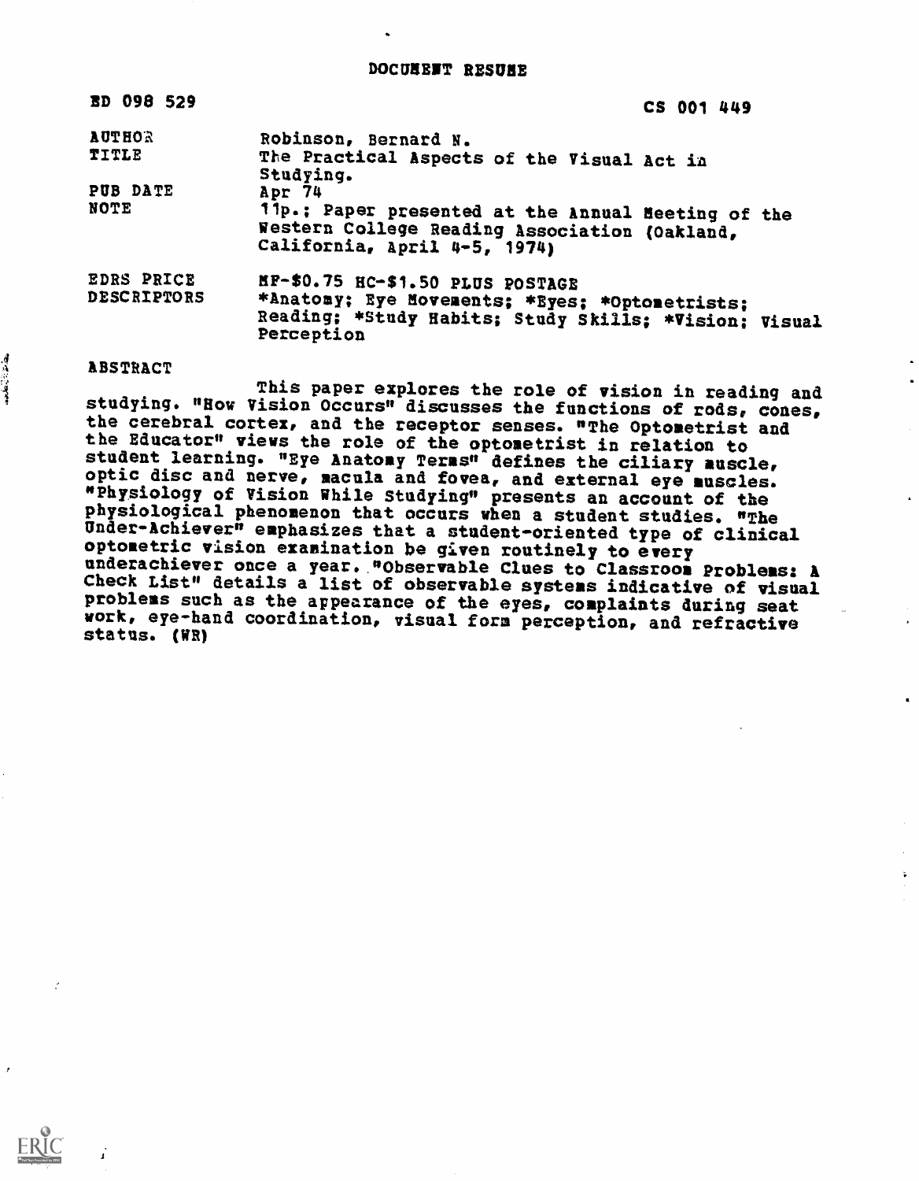# DOCUMENT RESUME

| | |
|---|---|
| ED 098 529 | CS 001 449 |
| AUTHOR | Robinson, Bernard N. |
| TITLE | The Practical Aspects of the Visual Act in Studying. |
| PUB DATE | Apr 74 |
| NOTE | 11p.; Paper presented at the Annual Meeting of the Western College Reading Association (Oakland, California, April 4-5, 1974) |
| EDRS PRICE | MF-$0.75 HC-$1.50 PLUS POSTAGE |
| DESCRIPTORS | *Anatomy; Eye Movements; *Eyes; *Optometrists; Reading; *Study Habits; Study Skills; *Vision; Visual Perception |

## ABSTRACT

This paper explores the role of vision in reading and studying. "How Vision Occurs" discusses the functions of rods, cones, the cerebral cortex, and the receptor senses. "The Optometrist and the Educator" views the role of the optometrist in relation to student learning. "Eye Anatomy Terms" defines the ciliary muscle, optic disc and nerve, macula and fovea, and external eye muscles. "Physiology of Vision While Studying" presents an account of the physiological phenomenon that occurs when a student studies. "The Under-Achiever" emphasizes that a student-oriented type of clinical optometric vision examination be given routinely to every underachiever once a year. "Observable Clues to Classroom Problems: A Check List" details a list of observable systems indicative of visual problems such as the appearance of the eyes, complaints during seat work, eye-hand coordination, visual form perception, and refractive status. (WR)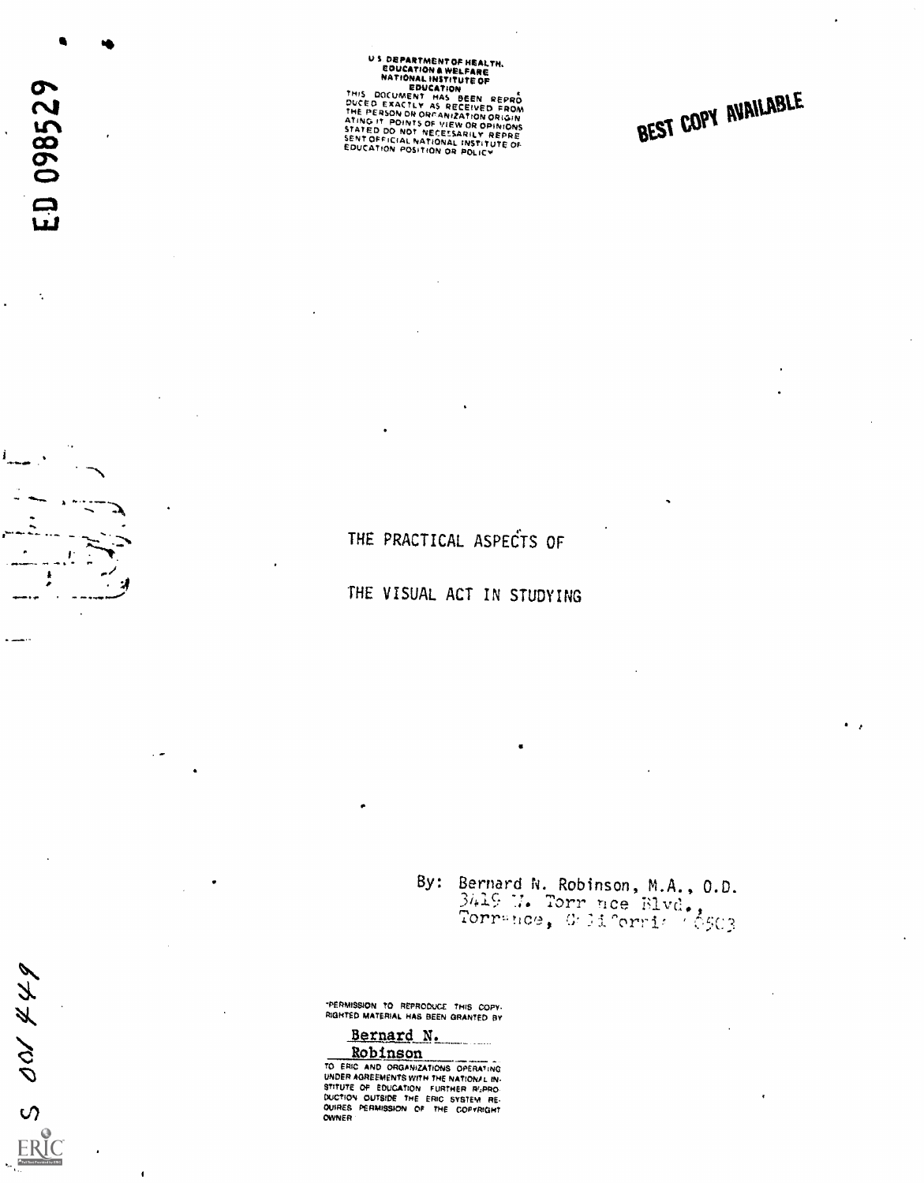ED 098529

U S DEPARTMENT OF HEALTH, EDUCATION & WELFARE NATIONAL INSTITUTE OF EDUCATION
THIS DOCUMENT HAS BEEN REPRODUCED EXACTLY AS RECEIVED FROM THE PERSON OR ORGANIZATION ORIGINATING IT. POINTS OF VIEW OR OPINIONS STATED DO NOT NECESSARILY REPRESENT OFFICIAL NATIONAL INSTITUTE OF EDUCATION POSITION OR POLICY

BEST COPY AVAILABLE

# THE PRACTICAL ASPECTS OF THE VISUAL ACT IN STUDYING

By: Bernard N. Robinson, M.A., O.D.
3419 W. Torrance Blvd.,
Torrance, California 90503

"PERMISSION TO REPRODUCE THIS COPYRIGHTED MATERIAL HAS BEEN GRANTED BY
Bernard N. Robinson
TO ERIC AND ORGANIZATIONS OPERATING UNDER AGREEMENTS WITH THE NATIONAL INSTITUTE OF EDUCATION. FURTHER REPRODUCTION OUTSIDE THE ERIC SYSTEM REQUIRES PERMISSION OF THE COPYRIGHT OWNER."

S 001 449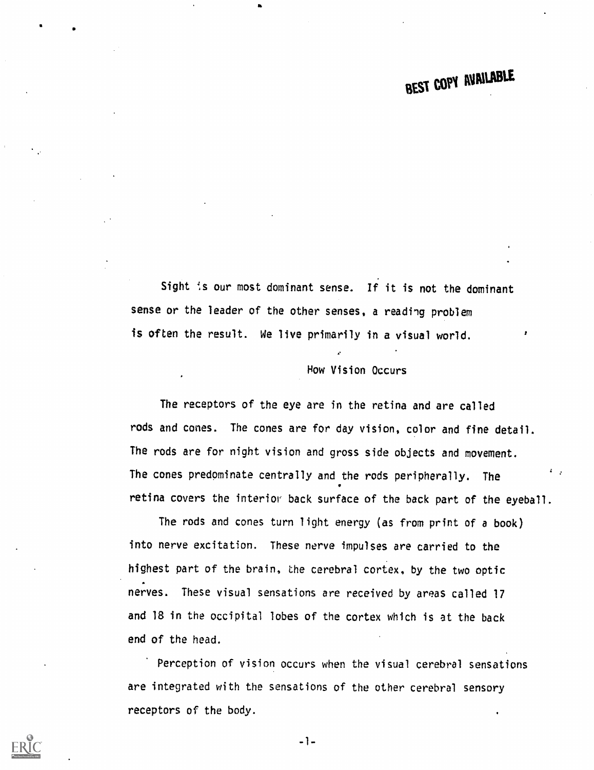BEST COPY AVAILABLE

Sight is our most dominant sense. If it is not the dominant sense or the leader of the other senses, a reading problem is often the result. We live primarily in a visual world.

## How Vision Occurs

The receptors of the eye are in the retina and are called rods and cones. The cones are for day vision, color and fine detail. The rods are for night vision and gross side objects and movement. The cones predominate centrally and the rods peripherally. The retina covers the interior back surface of the back part of the eyeball.

The rods and cones turn light energy (as from print of a book) into nerve excitation. These nerve impulses are carried to the highest part of the brain, the cerebral cortex, by the two optic nerves. These visual sensations are received by areas called 17 and 18 in the occipital lobes of the cortex which is at the back end of the head.

Perception of vision occurs when the visual cerebral sensations are integrated with the sensations of the other cerebral sensory receptors of the body.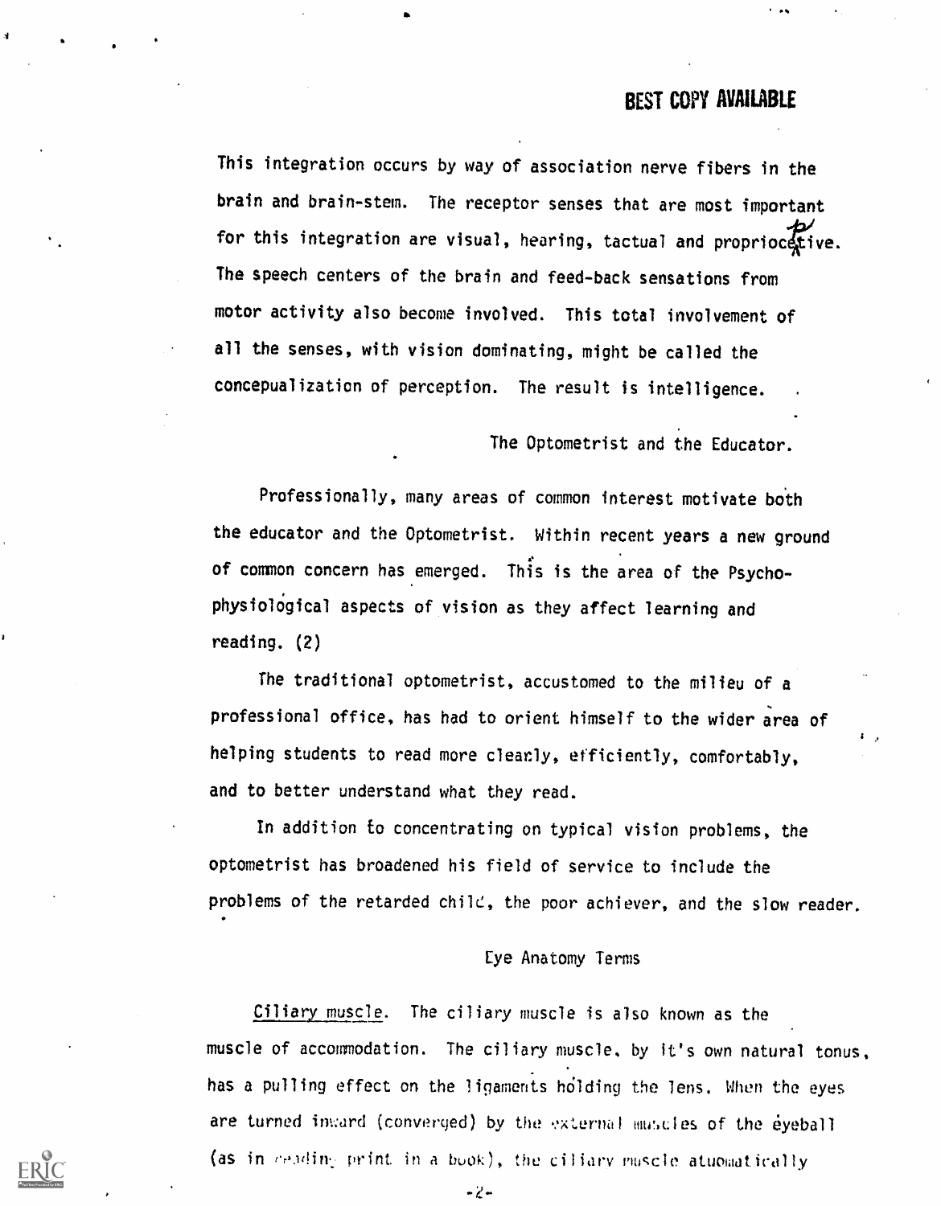This integration occurs by way of association nerve fibers in the brain and brain-stem. The receptor senses that are most important for this integration are visual, hearing, tactual and proprioceptive. The speech centers of the brain and feed-back sensations from motor activity also become involved. This total involvement of all the senses, with vision dominating, might be called the concepualization of perception. The result is intelligence.

## The Optometrist and the Educator.

Professionally, many areas of common interest motivate both the educator and the Optometrist. Within recent years a new ground of common concern has emerged. This is the area of the Psycho-physiological aspects of vision as they affect learning and reading. (2)

The traditional optometrist, accustomed to the milieu of a professional office, has had to orient himself to the wider area of helping students to read more clearly, efficiently, comfortably, and to better understand what they read.

In addition to concentrating on typical vision problems, the optometrist has broadened his field of service to include the problems of the retarded child, the poor achiever, and the slow reader.

## Eye Anatomy Terms

Ciliary muscle. The ciliary muscle is also known as the muscle of accommodation. The ciliary muscle, by it's own natural tonus, has a pulling effect on the ligaments holding the lens. When the eyes are turned inward (converged) by the external muscles of the eyeball (as in reading print in a book), the ciliary muscle atuomatically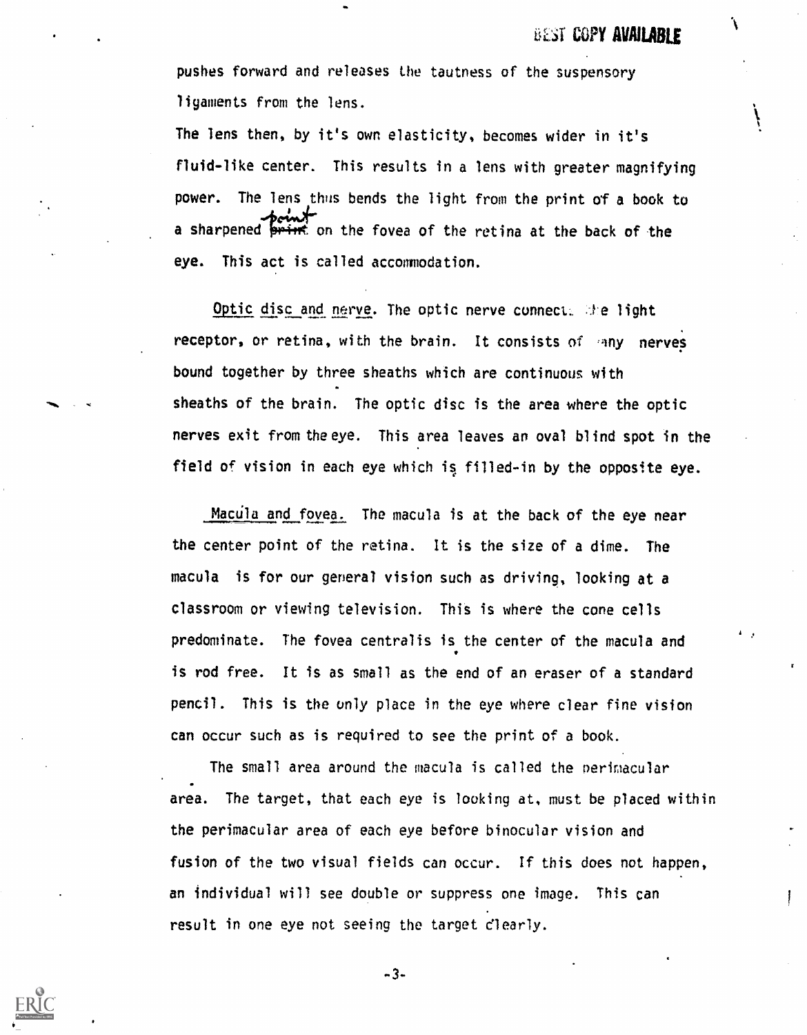pushes forward and releases the tautness of the suspensory ligaments from the lens.

The lens then, by it's own elasticity, becomes wider in it's fluid-like center. This results in a lens with greater magnifying power. The lens thus bends the light from the print of a book to a sharpened point on the fovea of the retina at the back of the eye. This act is called accommodation.

Optic disc and nerve. The optic nerve connects the light receptor, or retina, with the brain. It consists of many nerves bound together by three sheaths which are continuous with sheaths of the brain. The optic disc is the area where the optic nerves exit from the eye. This area leaves an oval blind spot in the field of vision in each eye which is filled-in by the opposite eye.

Macula and fovea. The macula is at the back of the eye near the center point of the retina. It is the size of a dime. The macula is for our general vision such as driving, looking at a classroom or viewing television. This is where the cone cells predominate. The fovea centralis is the center of the macula and is rod free. It is as small as the end of an eraser of a standard pencil. This is the only place in the eye where clear fine vision can occur such as is required to see the print of a book.

The small area around the macula is called the perimacular area. The target, that each eye is looking at, must be placed within the perimacular area of each eye before binocular vision and fusion of the two visual fields can occur. If this does not happen, an individual will see double or suppress one image. This can result in one eye not seeing the target clearly.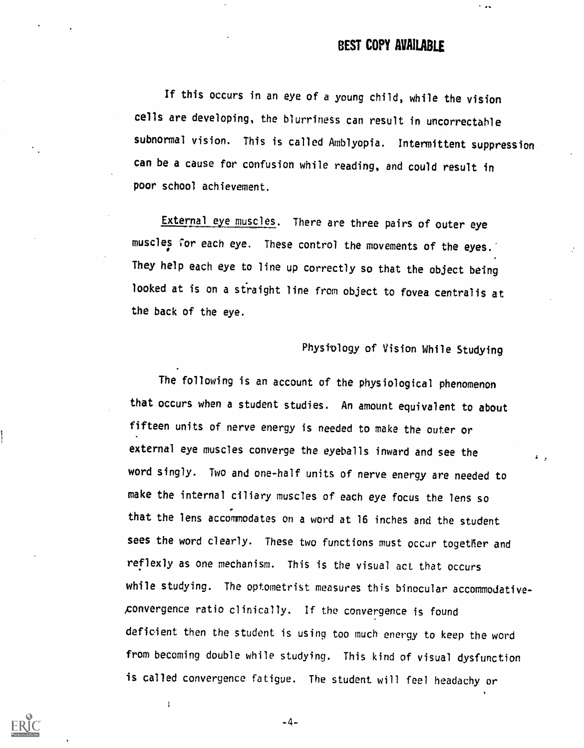If this occurs in an eye of a young child, while the vision cells are developing, the blurriness can result in uncorrectable subnormal vision. This is called Amblyopia. Intermittent suppression can be a cause for confusion while reading, and could result in poor school achievement.

External eye muscles. There are three pairs of outer eye muscles for each eye. These control the movements of the eyes. They help each eye to line up correctly so that the object being looked at is on a straight line from object to fovea centralis at the back of the eye.

### Physiology of Vision While Studying

The following is an account of the physiological phenomenon that occurs when a student studies. An amount equivalent to about fifteen units of nerve energy is needed to make the outer or external eye muscles converge the eyeballs inward and see the word singly. Two and one-half units of nerve energy are needed to make the internal ciliary muscles of each eye focus the lens so that the lens accommodates on a word at 16 inches and the student sees the word clearly. These two functions must occur together and reflexly as one mechanism. This is the visual act that occurs while studying. The optometrist measures this binocular accommodative-convergence ratio clinically. If the convergence is found deficient then the student is using too much energy to keep the word from becoming double while studying. This kind of visual dysfunction is called convergence fatigue. The student will feel headachy or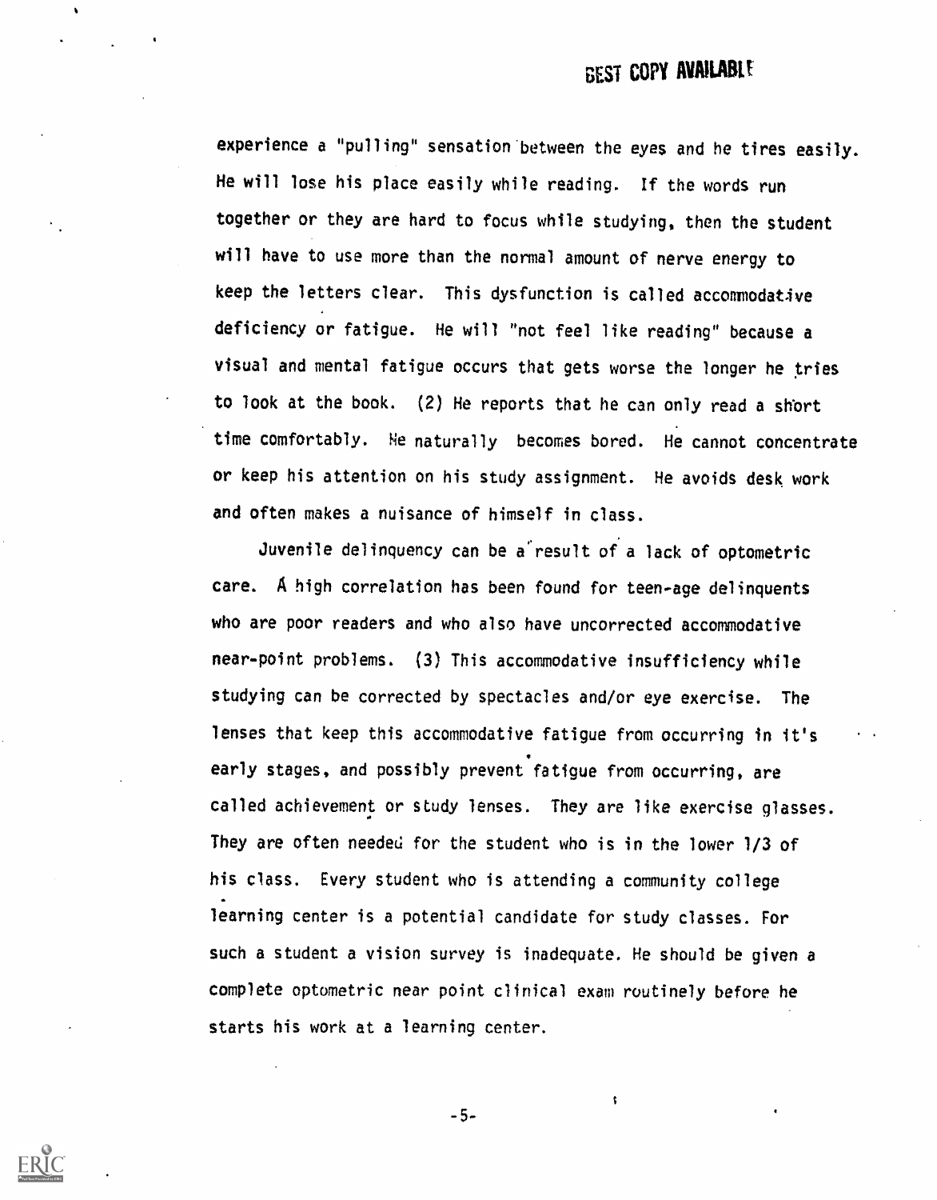experience a "pulling" sensation between the eyes and he tires easily. He will lose his place easily while reading. If the words run together or they are hard to focus while studying, then the student will have to use more than the normal amount of nerve energy to keep the letters clear. This dysfunction is called accommodative deficiency or fatigue. He will "not feel like reading" because a visual and mental fatigue occurs that gets worse the longer he tries to look at the book. (2) He reports that he can only read a short time comfortably. He naturally becomes bored. He cannot concentrate or keep his attention on his study assignment. He avoids desk work and often makes a nuisance of himself in class.

Juvenile delinquency can be a result of a lack of optometric care. A high correlation has been found for teen-age delinquents who are poor readers and who also have uncorrected accommodative near-point problems. (3) This accommodative insufficiency while studying can be corrected by spectacles and/or eye exercise. The lenses that keep this accommodative fatigue from occurring in it's early stages, and possibly prevent fatigue from occurring, are called achievement or study lenses. They are like exercise glasses. They are often needed for the student who is in the lower 1/3 of his class. Every student who is attending a community college learning center is a potential candidate for study classes. For such a student a vision survey is inadequate. He should be given a complete optometric near point clinical exam routinely before he starts his work at a learning center.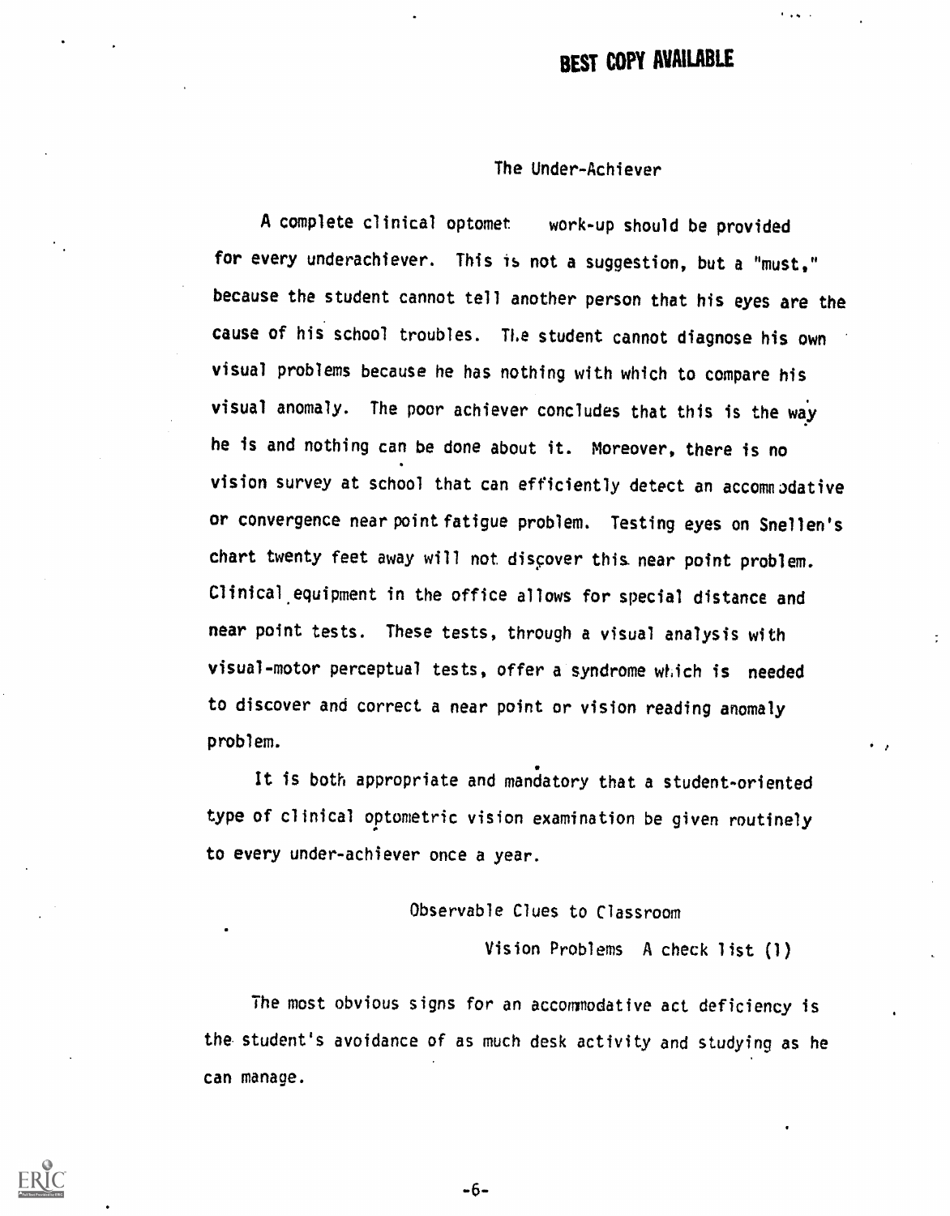## The Under-Achiever

A complete clinical optomet work-up should be provided for every underachiever. This is not a suggestion, but a "must," because the student cannot tell another person that his eyes are the cause of his school troubles. The student cannot diagnose his own visual problems because he has nothing with which to compare his visual anomaly. The poor achiever concludes that this is the way he is and nothing can be done about it. Moreover, there is no vision survey at school that can efficiently detect an accommodative or convergence near point fatigue problem. Testing eyes on Snellen's chart twenty feet away will not discover this near point problem. Clinical equipment in the office allows for special distance and near point tests. These tests, through a visual analysis with visual-motor perceptual tests, offer a syndrome which is needed to discover and correct a near point or vision reading anomaly problem.

It is both appropriate and mandatory that a student-oriented type of clinical optometric vision examination be given routinely to every under-achiever once a year.

## Observable Clues to Classroom Vision Problems A check list (1)

The most obvious signs for an accommodative act deficiency is the student's avoidance of as much desk activity and studying as he can manage.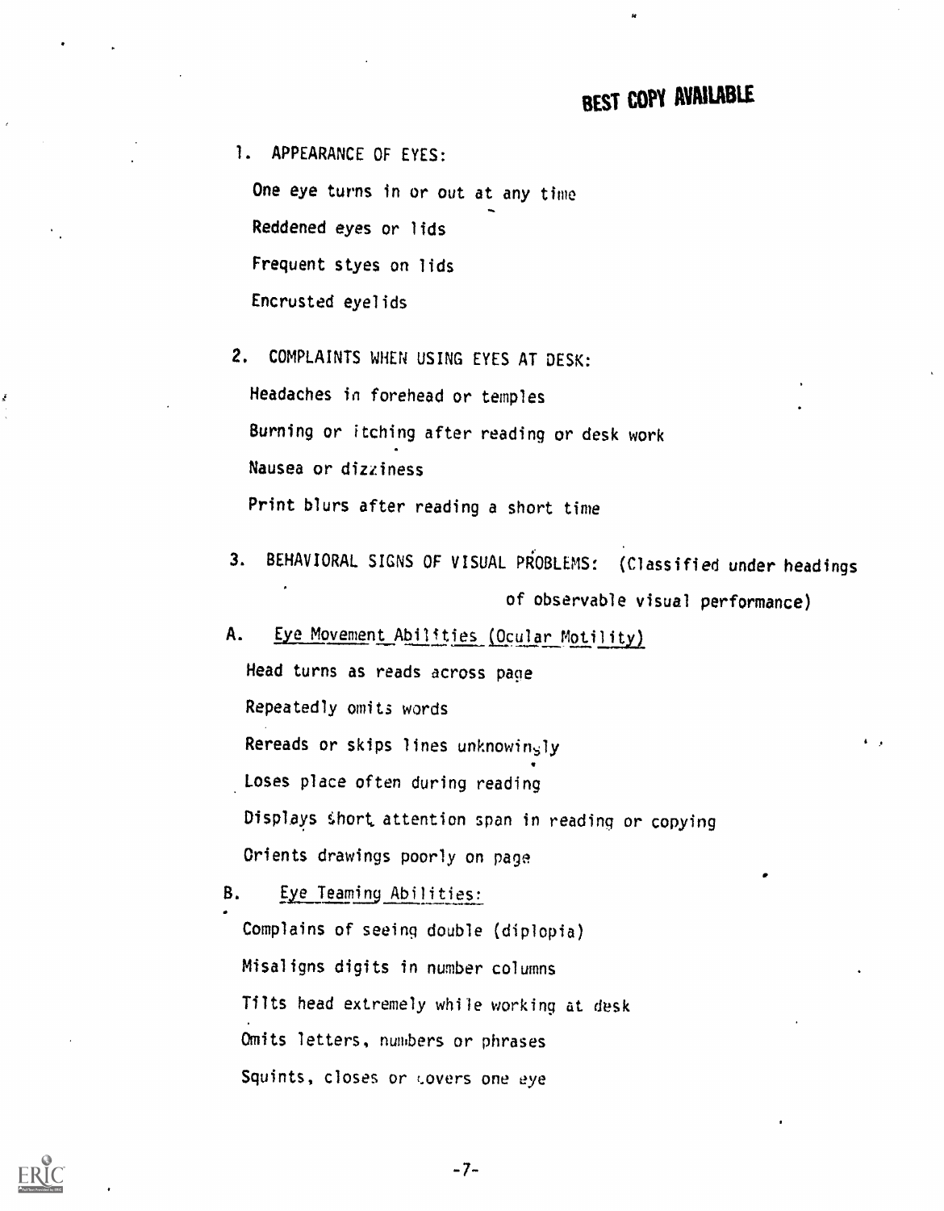1. APPEARANCE OF EYES:

One eye turns in or out at any time

Reddened eyes or lids

Frequent styes on lids

Encrusted eyelids

2. COMPLAINTS WHEN USING EYES AT DESK:

Headaches in forehead or temples

Burning or itching after reading or desk work

Nausea or dizziness

Print blurs after reading a short time

3. BEHAVIORAL SIGNS OF VISUAL PROBLEMS: (Classified under headings of observable visual performance)

A. Eye Movement Abilities (Ocular Motility)

Head turns as reads across page

Repeatedly omits words

Rereads or skips lines unknowingly

Loses place often during reading

Displays short attention span in reading or copying

Orients drawings poorly on page

B. Eye Teaming Abilities:

Complains of seeing double (diplopia)

Misaligns digits in number columns

Tilts head extremely while working at desk

Omits letters, numbers or phrases

Squints, closes or covers one eye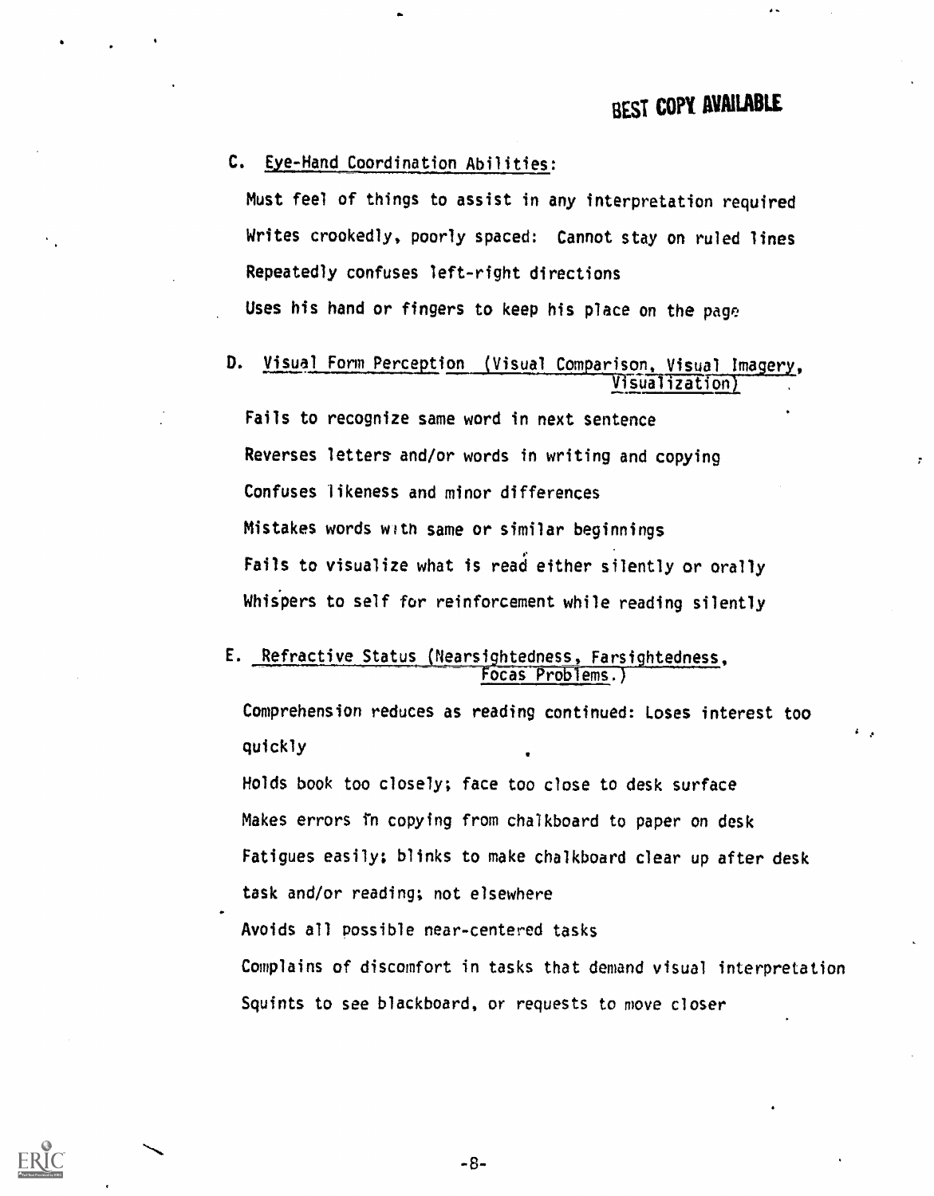C. Eye-Hand Coordination Abilities:

Must feel of things to assist in any interpretation required

Writes crookedly, poorly spaced: Cannot stay on ruled lines

Repeatedly confuses left-right directions

Uses his hand or fingers to keep his place on the page

D. Visual Form Perception (Visual Comparison, Visual Imagery, Visualization)

Fails to recognize same word in next sentence

Reverses letters and/or words in writing and copying

Confuses likeness and minor differences

Mistakes words with same or similar beginnings

Fails to visualize what is read either silently or orally

Whispers to self for reinforcement while reading silently

E. Refractive Status (Nearsightedness, Farsightedness, Focas Problems.)

Comprehension reduces as reading continued: Loses interest too quickly

Holds book too closely; face too close to desk surface

Makes errors in copying from chalkboard to paper on desk

Fatigues easily; blinks to make chalkboard clear up after desk task and/or reading; not elsewhere

Avoids all possible near-centered tasks

Complains of discomfort in tasks that demand visual interpretation

Squints to see blackboard, or requests to move closer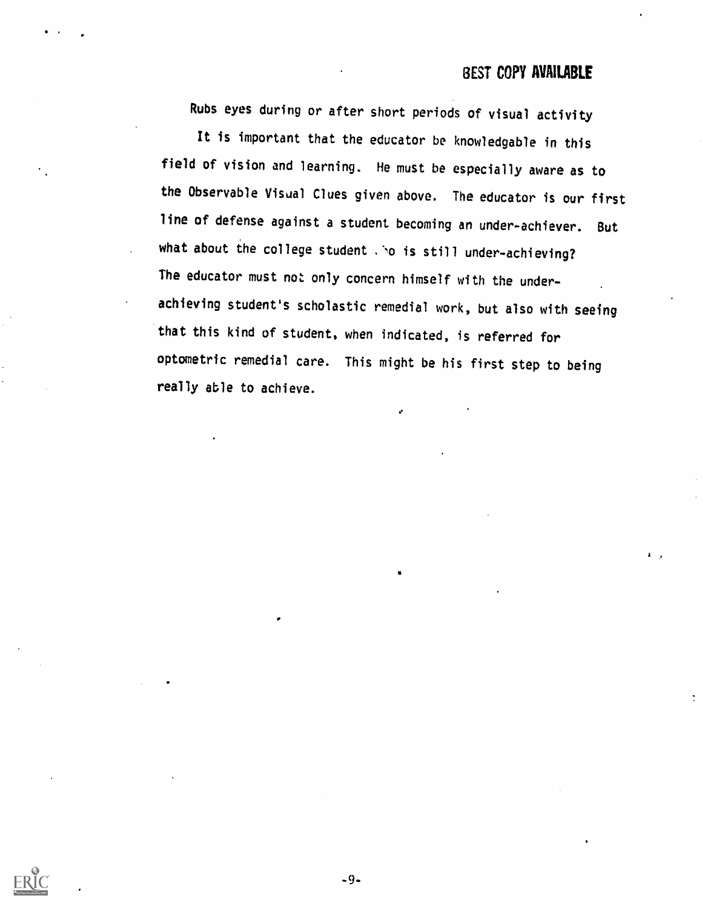Rubs eyes during or after short periods of visual activity

It is important that the educator be knowledgable in this field of vision and learning. He must be especially aware as to the Observable Visual Clues given above. The educator is our first line of defense against a student becoming an under-achiever. But what about the college student who is still under-achieving? The educator must not only concern himself with the under-achieving student's scholastic remedial work, but also with seeing that this kind of student, when indicated, is referred for optometric remedial care. This might be his first step to being really able to achieve.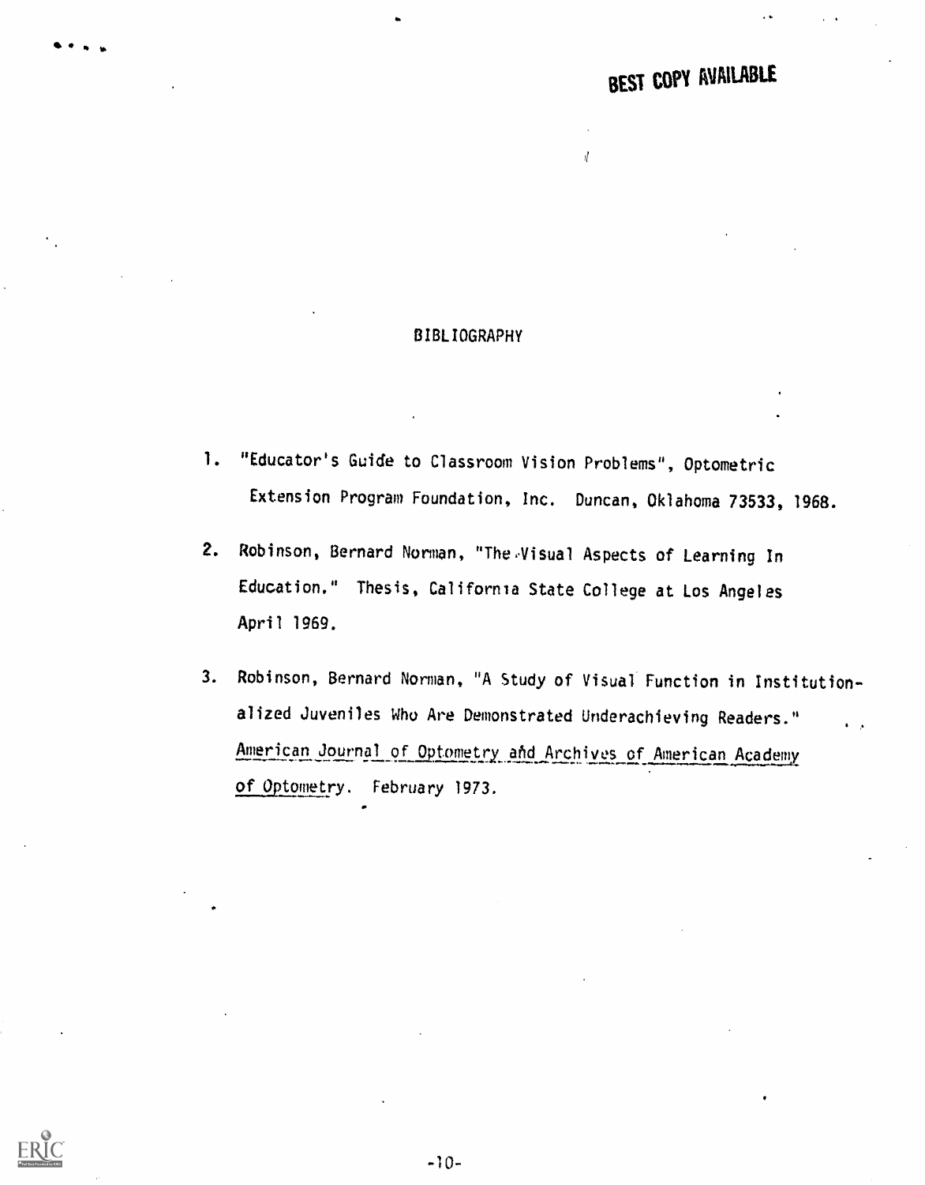BEST COPY AVAILABLE

## BIBLIOGRAPHY

1. "Educator's Guide to Classroom Vision Problems", Optometric Extension Program Foundation, Inc. Duncan, Oklahoma 73533, 1968.

2. Robinson, Bernard Norman, "The Visual Aspects of Learning In Education." Thesis, California State College at Los Angeles April 1969.

3. Robinson, Bernard Norman, "A Study of Visual Function in Institutionalized Juveniles Who Are Demonstrated Underachieving Readers." American Journal of Optometry and Archives of American Academy of Optometry. February 1973.